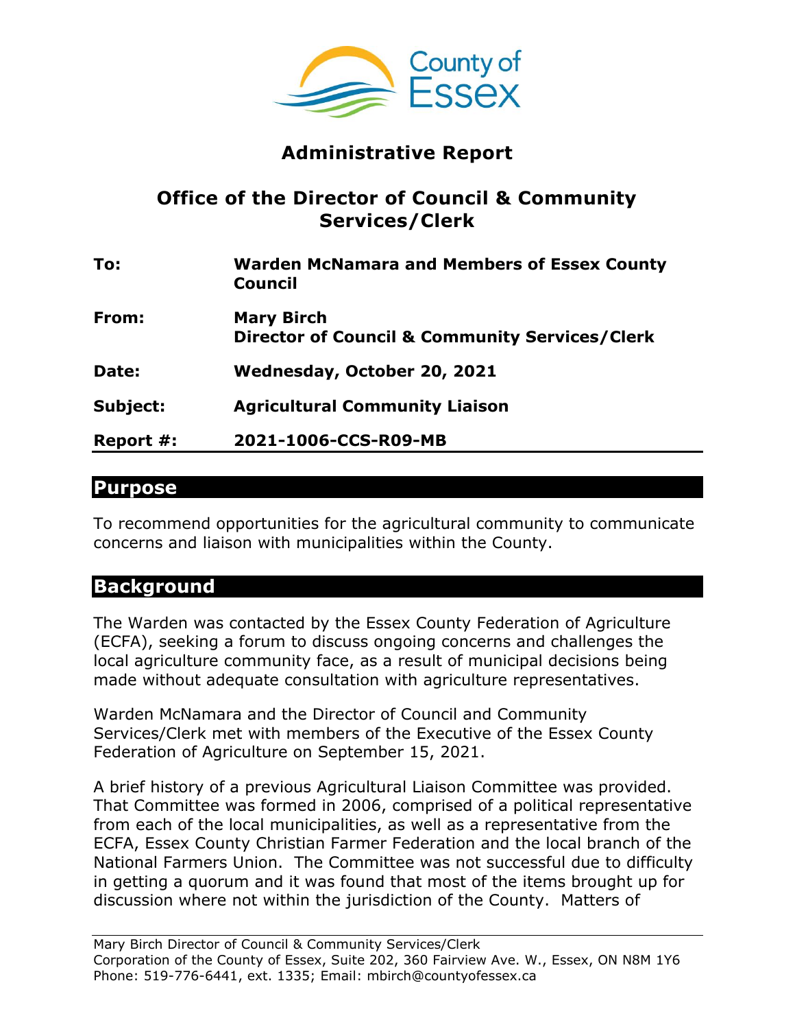# Administrative Report

## Office of the Director of Council & Community Services/Clerk

| | |
|---|---|
| **To:** | **Warden McNamara and Members of Essex County Council** |
| **From:** | **Mary Birch**<br>**Director of Council & Community Services/Clerk** |
| **Date:** | **Wednesday, October 20, 2021** |
| **Subject:** | **Agricultural Community Liaison** |
| **Report #:** | **2021-1006-CCS-R09-MB** |

## Purpose

To recommend opportunities for the agricultural community to communicate concerns and liaison with municipalities within the County.

## Background

The Warden was contacted by the Essex County Federation of Agriculture (ECFA), seeking a forum to discuss ongoing concerns and challenges the local agriculture community face, as a result of municipal decisions being made without adequate consultation with agriculture representatives.

Warden McNamara and the Director of Council and Community Services/Clerk met with members of the Executive of the Essex County Federation of Agriculture on September 15, 2021.

A brief history of a previous Agricultural Liaison Committee was provided. That Committee was formed in 2006, comprised of a political representative from each of the local municipalities, as well as a representative from the ECFA, Essex County Christian Farmer Federation and the local branch of the National Farmers Union. The Committee was not successful due to difficulty in getting a quorum and it was found that most of the items brought up for discussion where not within the jurisdiction of the County. Matters of

Mary Birch Director of Council & Community Services/Clerk
Corporation of the County of Essex, Suite 202, 360 Fairview Ave. W., Essex, ON N8M 1Y6
Phone: 519-776-6441, ext. 1335; Email: mbirch@countyofessex.ca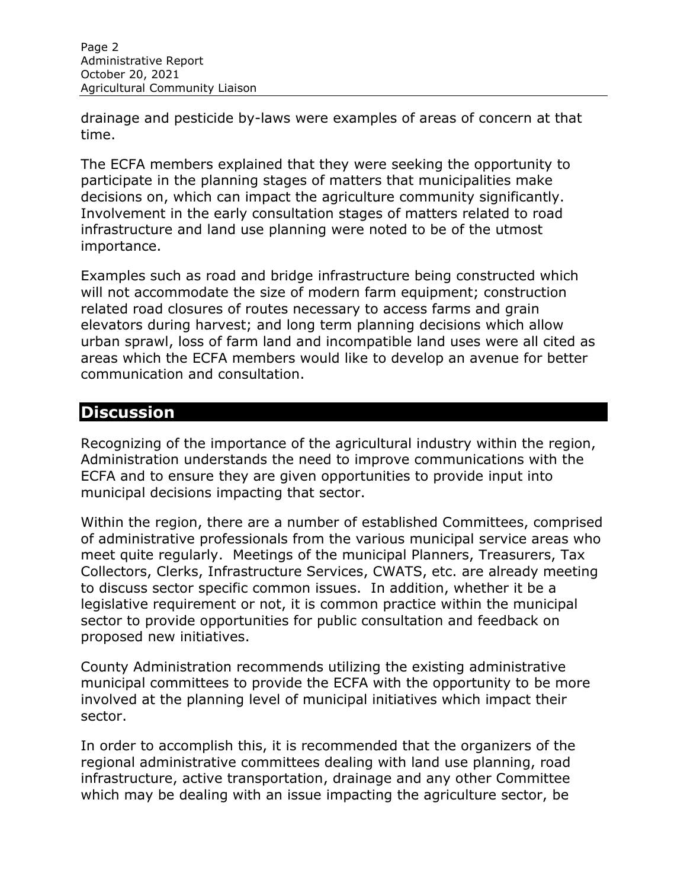drainage and pesticide by-laws were examples of areas of concern at that time.

The ECFA members explained that they were seeking the opportunity to participate in the planning stages of matters that municipalities make decisions on, which can impact the agriculture community significantly. Involvement in the early consultation stages of matters related to road infrastructure and land use planning were noted to be of the utmost importance.

Examples such as road and bridge infrastructure being constructed which will not accommodate the size of modern farm equipment; construction related road closures of routes necessary to access farms and grain elevators during harvest; and long term planning decisions which allow urban sprawl, loss of farm land and incompatible land uses were all cited as areas which the ECFA members would like to develop an avenue for better communication and consultation.

## Discussion

Recognizing of the importance of the agricultural industry within the region, Administration understands the need to improve communications with the ECFA and to ensure they are given opportunities to provide input into municipal decisions impacting that sector.

Within the region, there are a number of established Committees, comprised of administrative professionals from the various municipal service areas who meet quite regularly. Meetings of the municipal Planners, Treasurers, Tax Collectors, Clerks, Infrastructure Services, CWATS, etc. are already meeting to discuss sector specific common issues. In addition, whether it be a legislative requirement or not, it is common practice within the municipal sector to provide opportunities for public consultation and feedback on proposed new initiatives.

County Administration recommends utilizing the existing administrative municipal committees to provide the ECFA with the opportunity to be more involved at the planning level of municipal initiatives which impact their sector.

In order to accomplish this, it is recommended that the organizers of the regional administrative committees dealing with land use planning, road infrastructure, active transportation, drainage and any other Committee which may be dealing with an issue impacting the agriculture sector, be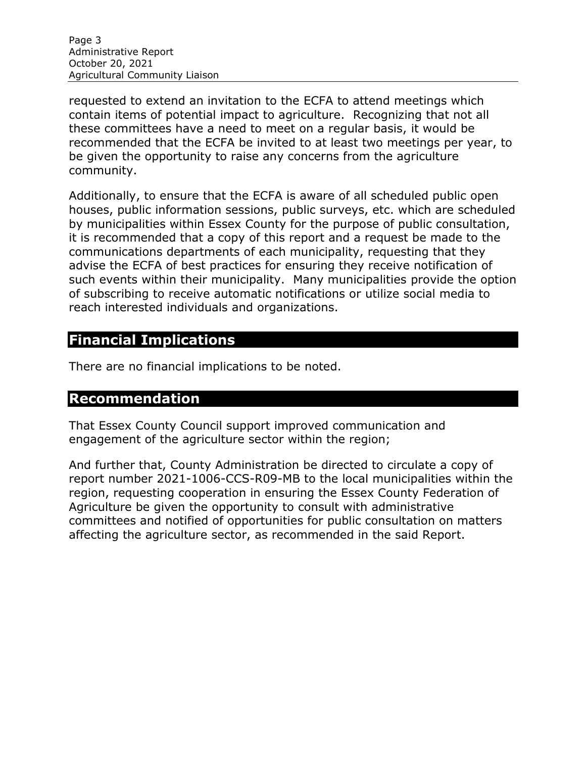requested to extend an invitation to the ECFA to attend meetings which contain items of potential impact to agriculture. Recognizing that not all these committees have a need to meet on a regular basis, it would be recommended that the ECFA be invited to at least two meetings per year, to be given the opportunity to raise any concerns from the agriculture community.

Additionally, to ensure that the ECFA is aware of all scheduled public open houses, public information sessions, public surveys, etc. which are scheduled by municipalities within Essex County for the purpose of public consultation, it is recommended that a copy of this report and a request be made to the communications departments of each municipality, requesting that they advise the ECFA of best practices for ensuring they receive notification of such events within their municipality. Many municipalities provide the option of subscribing to receive automatic notifications or utilize social media to reach interested individuals and organizations.

## Financial Implications

There are no financial implications to be noted.

## Recommendation

That Essex County Council support improved communication and engagement of the agriculture sector within the region;

And further that, County Administration be directed to circulate a copy of report number 2021-1006-CCS-R09-MB to the local municipalities within the region, requesting cooperation in ensuring the Essex County Federation of Agriculture be given the opportunity to consult with administrative committees and notified of opportunities for public consultation on matters affecting the agriculture sector, as recommended in the said Report.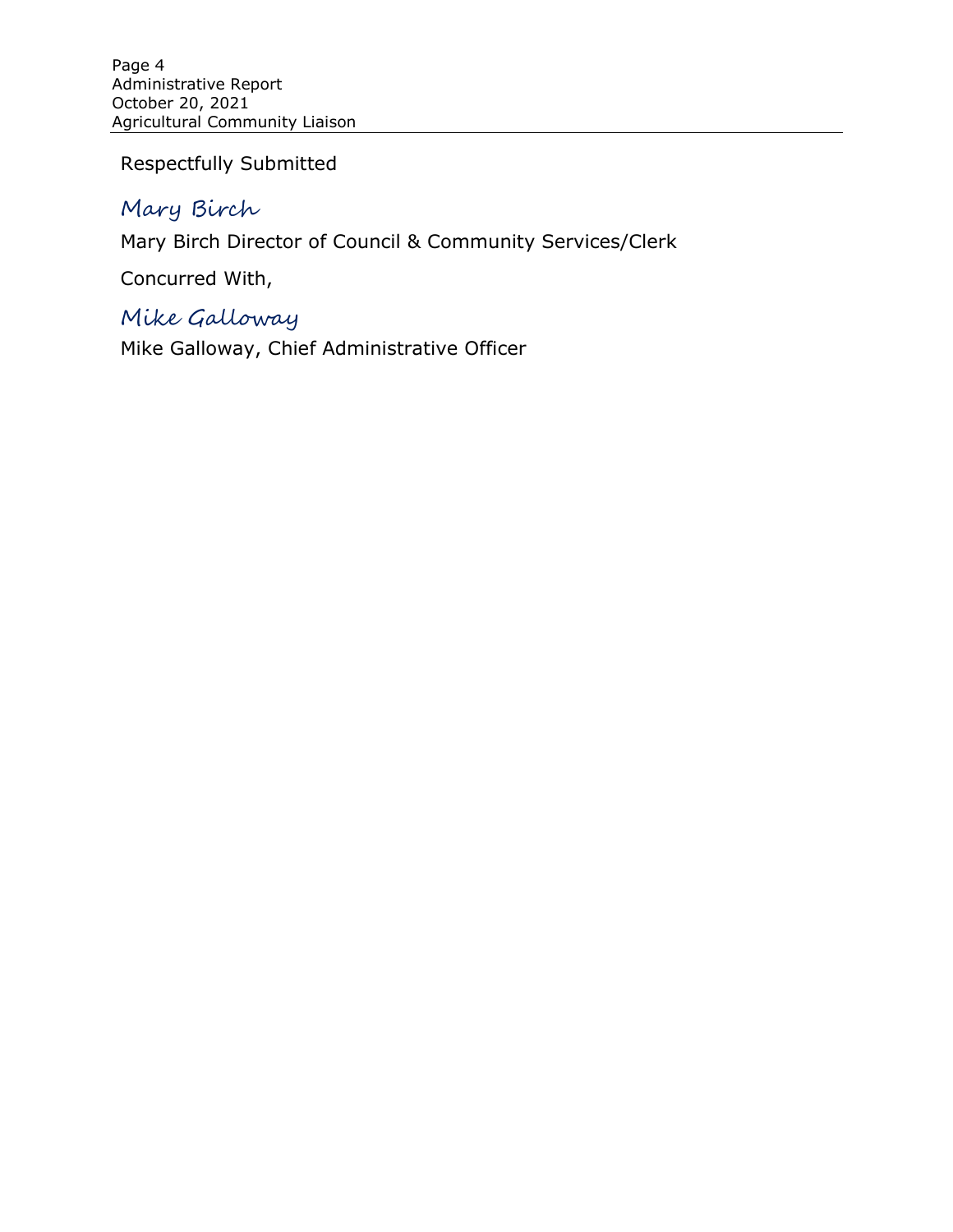Respectfully Submitted

Mary Birch

Mary Birch Director of Council & Community Services/Clerk

Concurred With,

Mike Galloway

Mike Galloway, Chief Administrative Officer